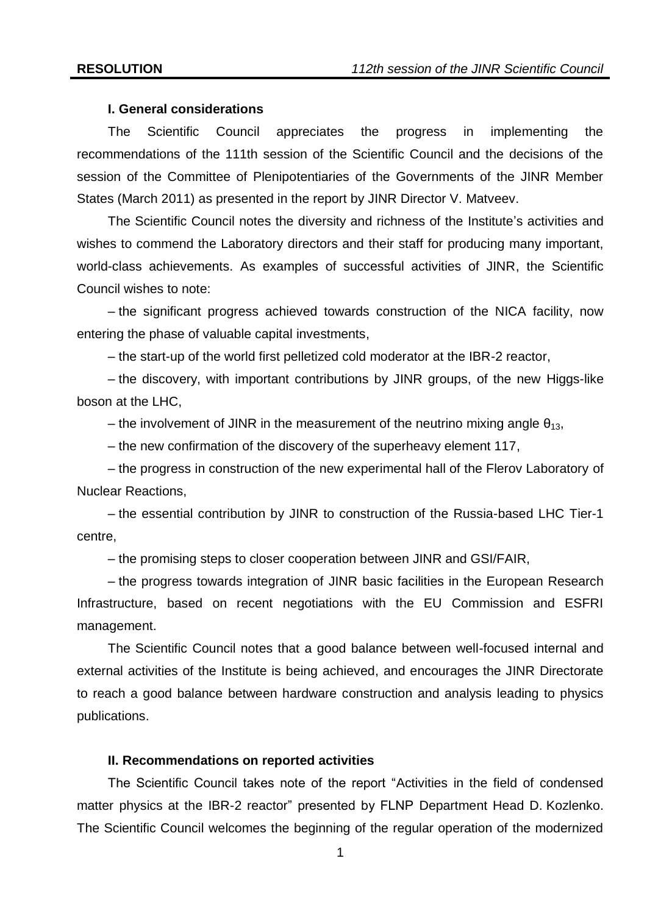### I. General considerations

The Scientific Council appreciates the progress in implementing the recommendations of the 111th session of the Scientific Council and the decisions of the session of the Committee of Plenipotentiaries of the Governments of the JINR Member States (March 2011) as presented in the report by JINR Director V. Matveev.

The Scientific Council notes the diversity and richness of the Institute's activities and wishes to commend the Laboratory directors and their staff for producing many important, world-class achievements. As examples of successful activities of JINR, the Scientific Council wishes to note:

– the significant progress achieved towards construction of the NICA facility, now entering the phase of valuable capital investments,

– the start-up of the world first pelletized cold moderator at the IBR-2 reactor,

– the discovery, with important contributions by JINR groups, of the new Higgs-like boson at the LHC,

– the involvement of JINR in the measurement of the neutrino mixing angle $\theta_{13}$,

– the new confirmation of the discovery of the superheavy element 117,

– the progress in construction of the new experimental hall of the Flerov Laboratory of Nuclear Reactions,

– the essential contribution by JINR to construction of the Russia-based LHC Tier-1 centre,

– the promising steps to closer cooperation between JINR and GSI/FAIR,

– the progress towards integration of JINR basic facilities in the European Research Infrastructure, based on recent negotiations with the EU Commission and ESFRI management.

The Scientific Council notes that a good balance between well-focused internal and external activities of the Institute is being achieved, and encourages the JINR Directorate to reach a good balance between hardware construction and analysis leading to physics publications.

### II. Recommendations on reported activities

The Scientific Council takes note of the report "Activities in the field of condensed matter physics at the IBR-2 reactor" presented by FLNP Department Head D. Kozlenko. The Scientific Council welcomes the beginning of the regular operation of the modernized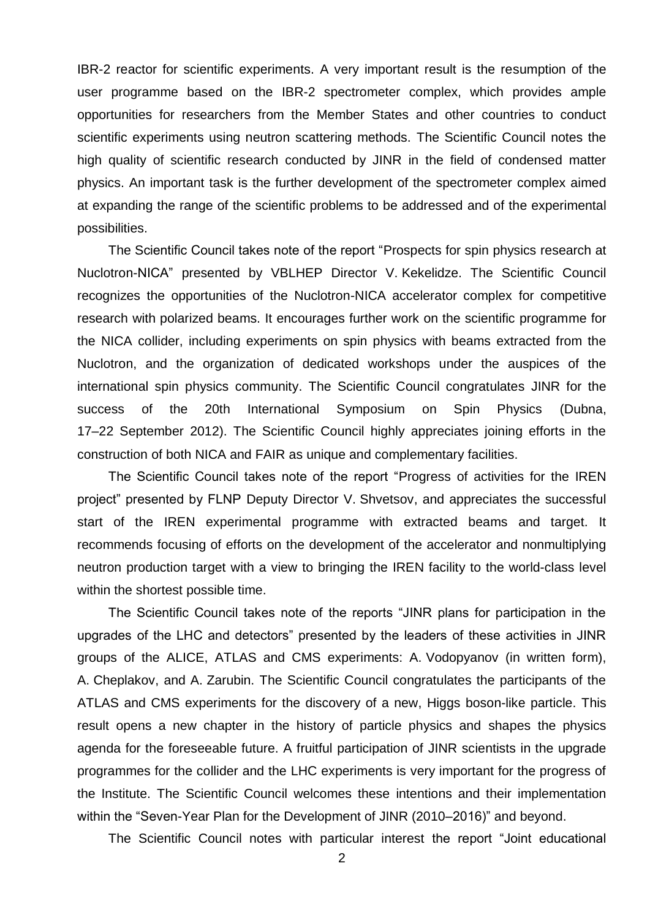IBR-2 reactor for scientific experiments. A very important result is the resumption of the user programme based on the IBR-2 spectrometer complex, which provides ample opportunities for researchers from the Member States and other countries to conduct scientific experiments using neutron scattering methods. The Scientific Council notes the high quality of scientific research conducted by JINR in the field of condensed matter physics. An important task is the further development of the spectrometer complex aimed at expanding the range of the scientific problems to be addressed and of the experimental possibilities.

The Scientific Council takes note of the report "Prospects for spin physics research at Nuclotron-NICA" presented by VBLHEP Director V. Kekelidze. The Scientific Council recognizes the opportunities of the Nuclotron-NICA accelerator complex for competitive research with polarized beams. It encourages further work on the scientific programme for the NICA collider, including experiments on spin physics with beams extracted from the Nuclotron, and the organization of dedicated workshops under the auspices of the international spin physics community. The Scientific Council congratulates JINR for the success of the 20th International Symposium on Spin Physics (Dubna, 17–22 September 2012). The Scientific Council highly appreciates joining efforts in the construction of both NICA and FAIR as unique and complementary facilities.

The Scientific Council takes note of the report "Progress of activities for the IREN project" presented by FLNP Deputy Director V. Shvetsov, and appreciates the successful start of the IREN experimental programme with extracted beams and target. It recommends focusing of efforts on the development of the accelerator and nonmultiplying neutron production target with a view to bringing the IREN facility to the world-class level within the shortest possible time.

The Scientific Council takes note of the reports "JINR plans for participation in the upgrades of the LHC and detectors" presented by the leaders of these activities in JINR groups of the ALICE, ATLAS and CMS experiments: A. Vodopyanov (in written form), A. Cheplakov, and A. Zarubin. The Scientific Council congratulates the participants of the ATLAS and CMS experiments for the discovery of a new, Higgs boson-like particle. This result opens a new chapter in the history of particle physics and shapes the physics agenda for the foreseeable future. A fruitful participation of JINR scientists in the upgrade programmes for the collider and the LHC experiments is very important for the progress of the Institute. The Scientific Council welcomes these intentions and their implementation within the "Seven-Year Plan for the Development of JINR (2010–2016)" and beyond.

The Scientific Council notes with particular interest the report "Joint educational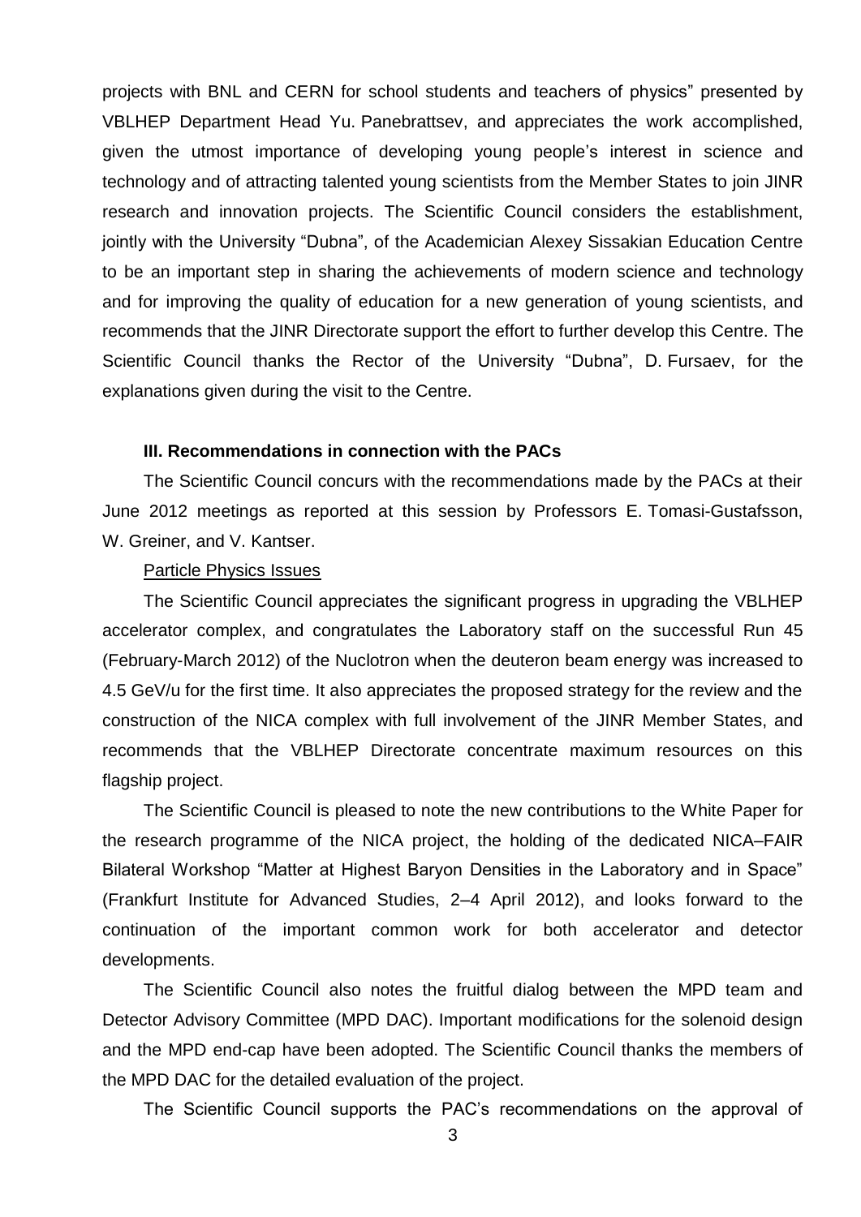projects with BNL and CERN for school students and teachers of physics" presented by VBLHEP Department Head Yu. Panebrattsev, and appreciates the work accomplished, given the utmost importance of developing young people's interest in science and technology and of attracting talented young scientists from the Member States to join JINR research and innovation projects. The Scientific Council considers the establishment, jointly with the University "Dubna", of the Academician Alexey Sissakian Education Centre to be an important step in sharing the achievements of modern science and technology and for improving the quality of education for a new generation of young scientists, and recommends that the JINR Directorate support the effort to further develop this Centre. The Scientific Council thanks the Rector of the University "Dubna", D. Fursaev, for the explanations given during the visit to the Centre.

**III. Recommendations in connection with the PACs**

The Scientific Council concurs with the recommendations made by the PACs at their June 2012 meetings as reported at this session by Professors E. Tomasi-Gustafsson, W. Greiner, and V. Kantser.

Particle Physics Issues

The Scientific Council appreciates the significant progress in upgrading the VBLHEP accelerator complex, and congratulates the Laboratory staff on the successful Run 45 (February-March 2012) of the Nuclotron when the deuteron beam energy was increased to 4.5 GeV/u for the first time. It also appreciates the proposed strategy for the review and the construction of the NICA complex with full involvement of the JINR Member States, and recommends that the VBLHEP Directorate concentrate maximum resources on this flagship project.

The Scientific Council is pleased to note the new contributions to the White Paper for the research programme of the NICA project, the holding of the dedicated NICA–FAIR Bilateral Workshop "Matter at Highest Baryon Densities in the Laboratory and in Space" (Frankfurt Institute for Advanced Studies, 2–4 April 2012), and looks forward to the continuation of the important common work for both accelerator and detector developments.

The Scientific Council also notes the fruitful dialog between the MPD team and Detector Advisory Committee (MPD DAC). Important modifications for the solenoid design and the MPD end-cap have been adopted. The Scientific Council thanks the members of the MPD DAC for the detailed evaluation of the project.

The Scientific Council supports the PAC's recommendations on the approval of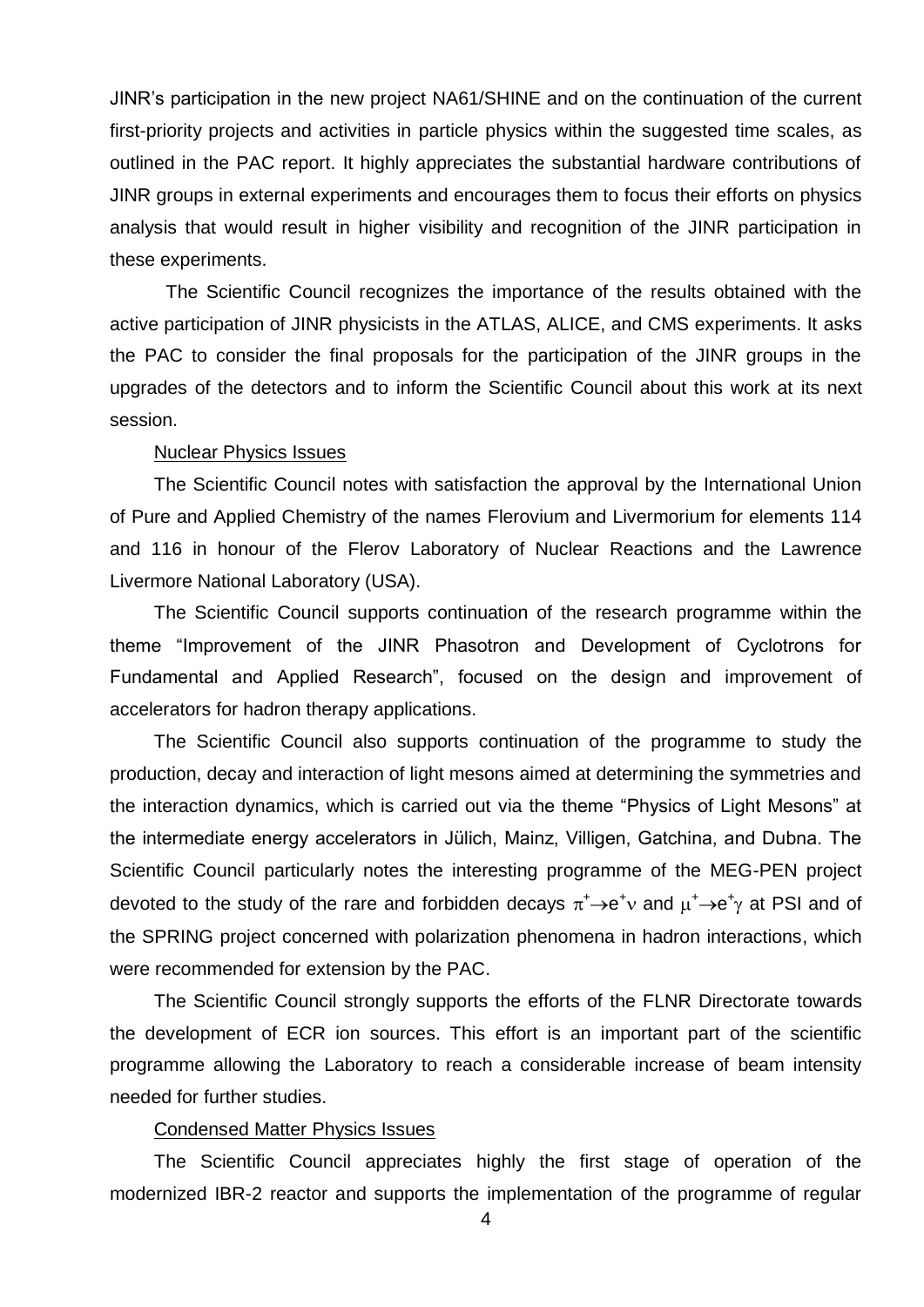JINR's participation in the new project NA61/SHINE and on the continuation of the current first-priority projects and activities in particle physics within the suggested time scales, as outlined in the PAC report. It highly appreciates the substantial hardware contributions of JINR groups in external experiments and encourages them to focus their efforts on physics analysis that would result in higher visibility and recognition of the JINR participation in these experiments.

The Scientific Council recognizes the importance of the results obtained with the active participation of JINR physicists in the ATLAS, ALICE, and CMS experiments. It asks the PAC to consider the final proposals for the participation of the JINR groups in the upgrades of the detectors and to inform the Scientific Council about this work at its next session.

Nuclear Physics Issues

The Scientific Council notes with satisfaction the approval by the International Union of Pure and Applied Chemistry of the names Flerovium and Livermorium for elements 114 and 116 in honour of the Flerov Laboratory of Nuclear Reactions and the Lawrence Livermore National Laboratory (USA).

The Scientific Council supports continuation of the research programme within the theme "Improvement of the JINR Phasotron and Development of Cyclotrons for Fundamental and Applied Research", focused on the design and improvement of accelerators for hadron therapy applications.

The Scientific Council also supports continuation of the programme to study the production, decay and interaction of light mesons aimed at determining the symmetries and the interaction dynamics, which is carried out via the theme "Physics of Light Mesons" at the intermediate energy accelerators in Jülich, Mainz, Villigen, Gatchina, and Dubna. The Scientific Council particularly notes the interesting programme of the MEG-PEN project devoted to the study of the rare and forbidden decays $\pi^+ \rightarrow e^+\nu$ and $\mu^+ \rightarrow e^+\gamma$ at PSI and of the SPRING project concerned with polarization phenomena in hadron interactions, which were recommended for extension by the PAC.

The Scientific Council strongly supports the efforts of the FLNR Directorate towards the development of ECR ion sources. This effort is an important part of the scientific programme allowing the Laboratory to reach a considerable increase of beam intensity needed for further studies.

Condensed Matter Physics Issues

The Scientific Council appreciates highly the first stage of operation of the modernized IBR-2 reactor and supports the implementation of the programme of regular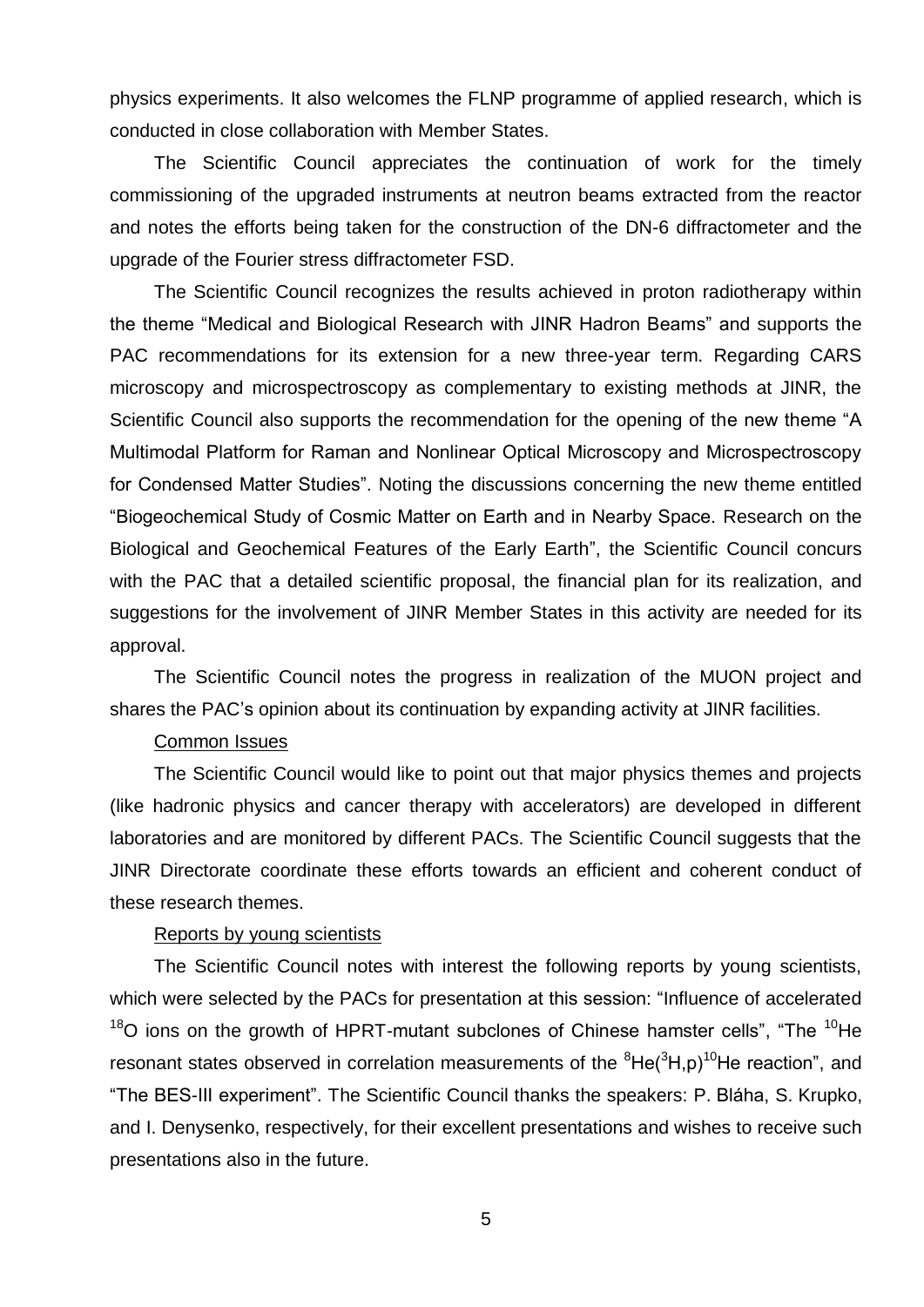physics experiments. It also welcomes the FLNP programme of applied research, which is conducted in close collaboration with Member States.

The Scientific Council appreciates the continuation of work for the timely commissioning of the upgraded instruments at neutron beams extracted from the reactor and notes the efforts being taken for the construction of the DN-6 diffractometer and the upgrade of the Fourier stress diffractometer FSD.

The Scientific Council recognizes the results achieved in proton radiotherapy within the theme "Medical and Biological Research with JINR Hadron Beams" and supports the PAC recommendations for its extension for a new three-year term. Regarding CARS microscopy and microspectroscopy as complementary to existing methods at JINR, the Scientific Council also supports the recommendation for the opening of the new theme "A Multimodal Platform for Raman and Nonlinear Optical Microscopy and Microspectroscopy for Condensed Matter Studies". Noting the discussions concerning the new theme entitled "Biogeochemical Study of Cosmic Matter on Earth and in Nearby Space. Research on the Biological and Geochemical Features of the Early Earth", the Scientific Council concurs with the PAC that a detailed scientific proposal, the financial plan for its realization, and suggestions for the involvement of JINR Member States in this activity are needed for its approval.

The Scientific Council notes the progress in realization of the MUON project and shares the PAC's opinion about its continuation by expanding activity at JINR facilities.

Common Issues

The Scientific Council would like to point out that major physics themes and projects (like hadronic physics and cancer therapy with accelerators) are developed in different laboratories and are monitored by different PACs. The Scientific Council suggests that the JINR Directorate coordinate these efforts towards an efficient and coherent conduct of these research themes.

Reports by young scientists

The Scientific Council notes with interest the following reports by young scientists, which were selected by the PACs for presentation at this session: "Influence of accelerated $^{18}O$ ions on the growth of HPRT-mutant subclones of Chinese hamster cells", "The $^{10}He$ resonant states observed in correlation measurements of the $^{8}He(^{3}H,p)^{10}He$ reaction", and "The BES-III experiment". The Scientific Council thanks the speakers: P. Bláha, S. Krupko, and I. Denysenko, respectively, for their excellent presentations and wishes to receive such presentations also in the future.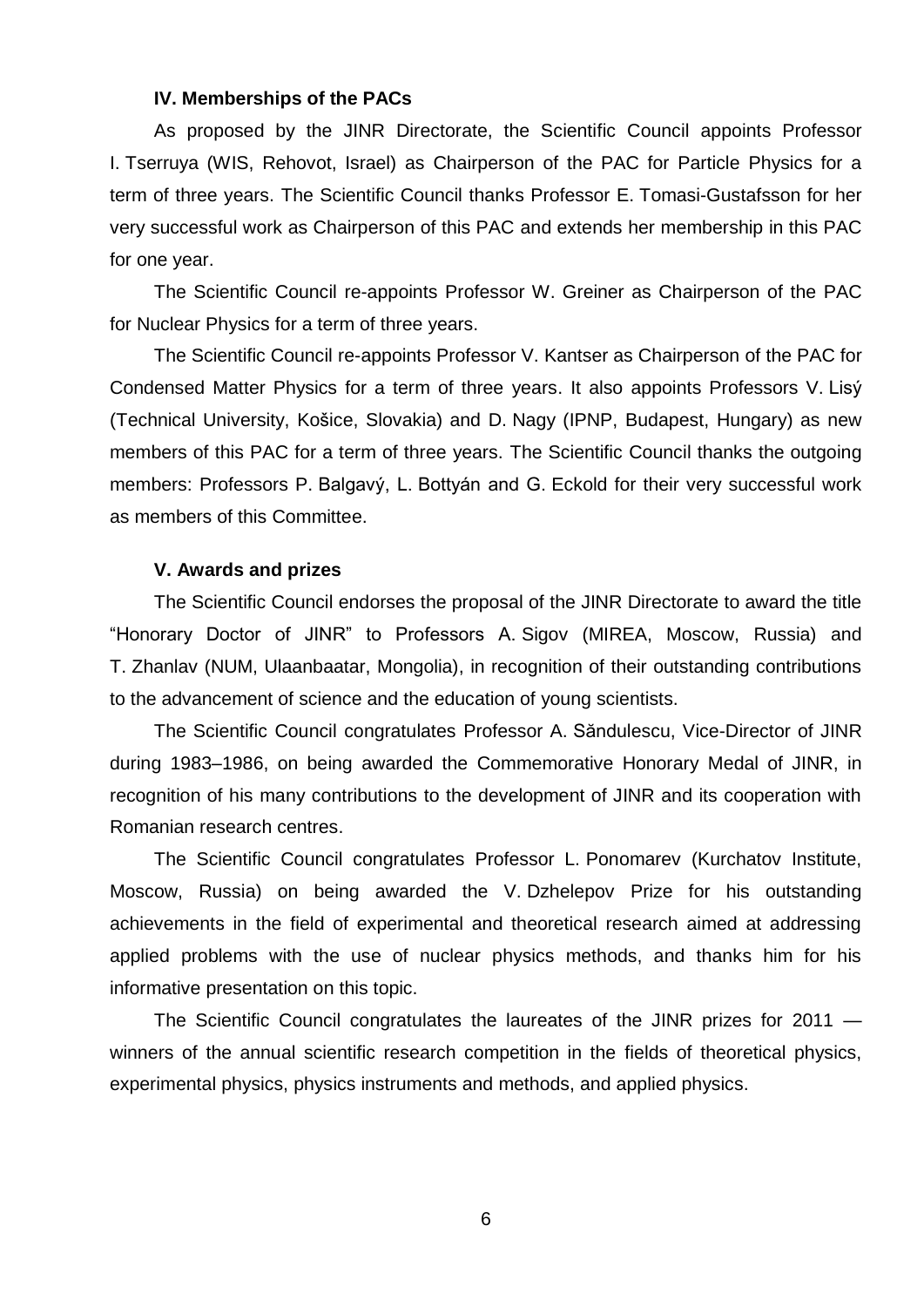### IV. Memberships of the PACs

As proposed by the JINR Directorate, the Scientific Council appoints Professor I. Tserruya (WIS, Rehovot, Israel) as Chairperson of the PAC for Particle Physics for a term of three years. The Scientific Council thanks Professor E. Tomasi-Gustafsson for her very successful work as Chairperson of this PAC and extends her membership in this PAC for one year.

The Scientific Council re-appoints Professor W. Greiner as Chairperson of the PAC for Nuclear Physics for a term of three years.

The Scientific Council re-appoints Professor V. Kantser as Chairperson of the PAC for Condensed Matter Physics for a term of three years. It also appoints Professors V. Lisý (Technical University, Košice, Slovakia) and D. Nagy (IPNP, Budapest, Hungary) as new members of this PAC for a term of three years. The Scientific Council thanks the outgoing members: Professors P. Balgavý, L. Bottyán and G. Eckold for their very successful work as members of this Committee.

### V. Awards and prizes

The Scientific Council endorses the proposal of the JINR Directorate to award the title "Honorary Doctor of JINR" to Professors A. Sigov (MIREA, Moscow, Russia) and T. Zhanlav (NUM, Ulaanbaatar, Mongolia), in recognition of their outstanding contributions to the advancement of science and the education of young scientists.

The Scientific Council congratulates Professor A. Săndulescu, Vice-Director of JINR during 1983–1986, on being awarded the Commemorative Honorary Medal of JINR, in recognition of his many contributions to the development of JINR and its cooperation with Romanian research centres.

The Scientific Council congratulates Professor L. Ponomarev (Kurchatov Institute, Moscow, Russia) on being awarded the V. Dzhelepov Prize for his outstanding achievements in the field of experimental and theoretical research aimed at addressing applied problems with the use of nuclear physics methods, and thanks him for his informative presentation on this topic.

The Scientific Council congratulates the laureates of the JINR prizes for 2011 — winners of the annual scientific research competition in the fields of theoretical physics, experimental physics, physics instruments and methods, and applied physics.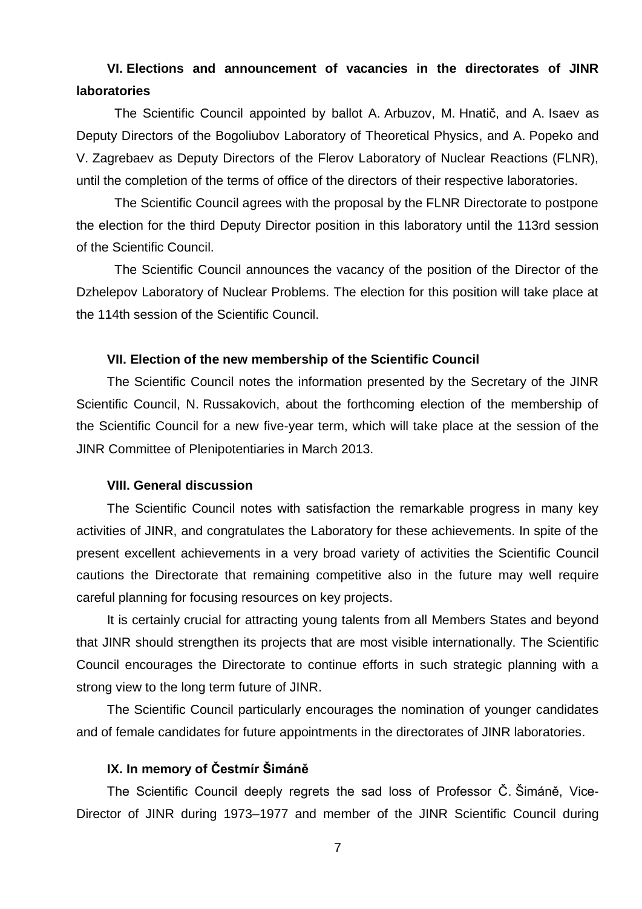## VI. Elections and announcement of vacancies in the directorates of JINR laboratories

The Scientific Council appointed by ballot A. Arbuzov, M. Hnatič, and A. Isaev as Deputy Directors of the Bogoliubov Laboratory of Theoretical Physics, and A. Popeko and V. Zagrebaev as Deputy Directors of the Flerov Laboratory of Nuclear Reactions (FLNR), until the completion of the terms of office of the directors of their respective laboratories.

The Scientific Council agrees with the proposal by the FLNR Directorate to postpone the election for the third Deputy Director position in this laboratory until the 113rd session of the Scientific Council.

The Scientific Council announces the vacancy of the position of the Director of the Dzhelepov Laboratory of Nuclear Problems. The election for this position will take place at the 114th session of the Scientific Council.

## VII. Election of the new membership of the Scientific Council

The Scientific Council notes the information presented by the Secretary of the JINR Scientific Council, N. Russakovich, about the forthcoming election of the membership of the Scientific Council for a new five-year term, which will take place at the session of the JINR Committee of Plenipotentiaries in March 2013.

## VIII. General discussion

The Scientific Council notes with satisfaction the remarkable progress in many key activities of JINR, and congratulates the Laboratory for these achievements. In spite of the present excellent achievements in a very broad variety of activities the Scientific Council cautions the Directorate that remaining competitive also in the future may well require careful planning for focusing resources on key projects.

It is certainly crucial for attracting young talents from all Members States and beyond that JINR should strengthen its projects that are most visible internationally. The Scientific Council encourages the Directorate to continue efforts in such strategic planning with a strong view to the long term future of JINR.

The Scientific Council particularly encourages the nomination of younger candidates and of female candidates for future appointments in the directorates of JINR laboratories.

## IX. In memory of Čestmír Šimáně

The Scientific Council deeply regrets the sad loss of Professor Č. Šimáně, Vice-Director of JINR during 1973–1977 and member of the JINR Scientific Council during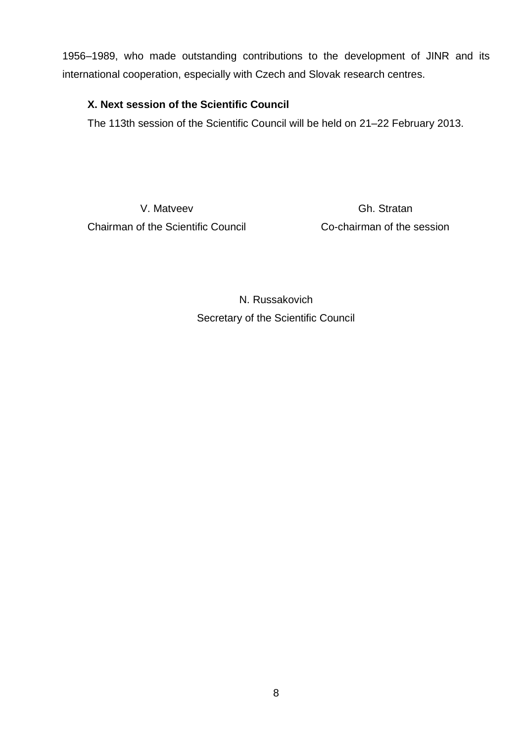1956–1989, who made outstanding contributions to the development of JINR and its international cooperation, especially with Czech and Slovak research centres.

**X. Next session of the Scientific Council**

The 113th session of the Scientific Council will be held on 21–22 February 2013.

V. Matveev
Chairman of the Scientific Council

Gh. Stratan
Co-chairman of the session

N. Russakovich
Secretary of the Scientific Council